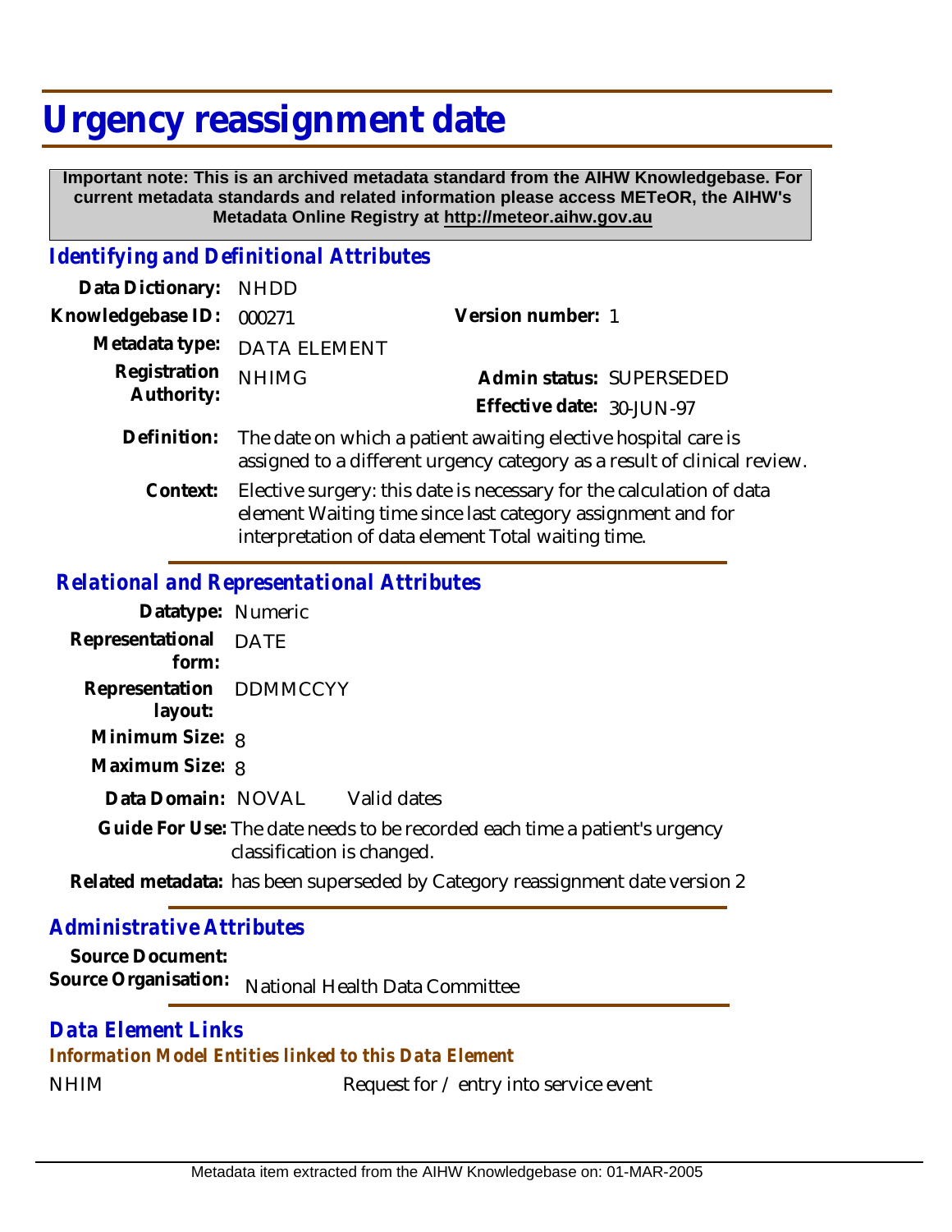# Urgency reassignment date

**Important note: This is an archived metadata standard from the AIHW Knowledgebase. For current metadata standards and related information please access METeOR, the AIHW's Metadata Online Registry at http://meteor.aihw.gov.au**

## *Identifying and Definitional Attributes*

**Data Dictionary:** NHDD

**Knowledgebase ID:** 000271

**Version number:** 1

**Metadata type:** DATA ELEMENT

**Registration Authority:** NHIMG

**Admin status:** SUPERSEDED

**Effective date:** 30-JUN-97

**Definition:** The date on which a patient awaiting elective hospital care is assigned to a different urgency category as a result of clinical review.

**Context:** Elective surgery: this date is necessary for the calculation of data element Waiting time since last category assignment and for interpretation of data element Total waiting time.

## *Relational and Representational Attributes*

**Datatype:** Numeric

**Representational form:** DATE

**Representation layout:** DDMMCCYY

**Minimum Size:** 8

**Maximum Size:** 8

**Data Domain:** NOVAL Valid dates

**Guide For Use:** The date needs to be recorded each time a patient's urgency classification is changed.

**Related metadata:** has been superseded by Category reassignment date version 2

## *Administrative Attributes*

**Source Document:**

**Source Organisation:** National Health Data Committee

## *Data Element Links*

### *Information Model Entities linked to this Data Element*

NHIM Request for / entry into service event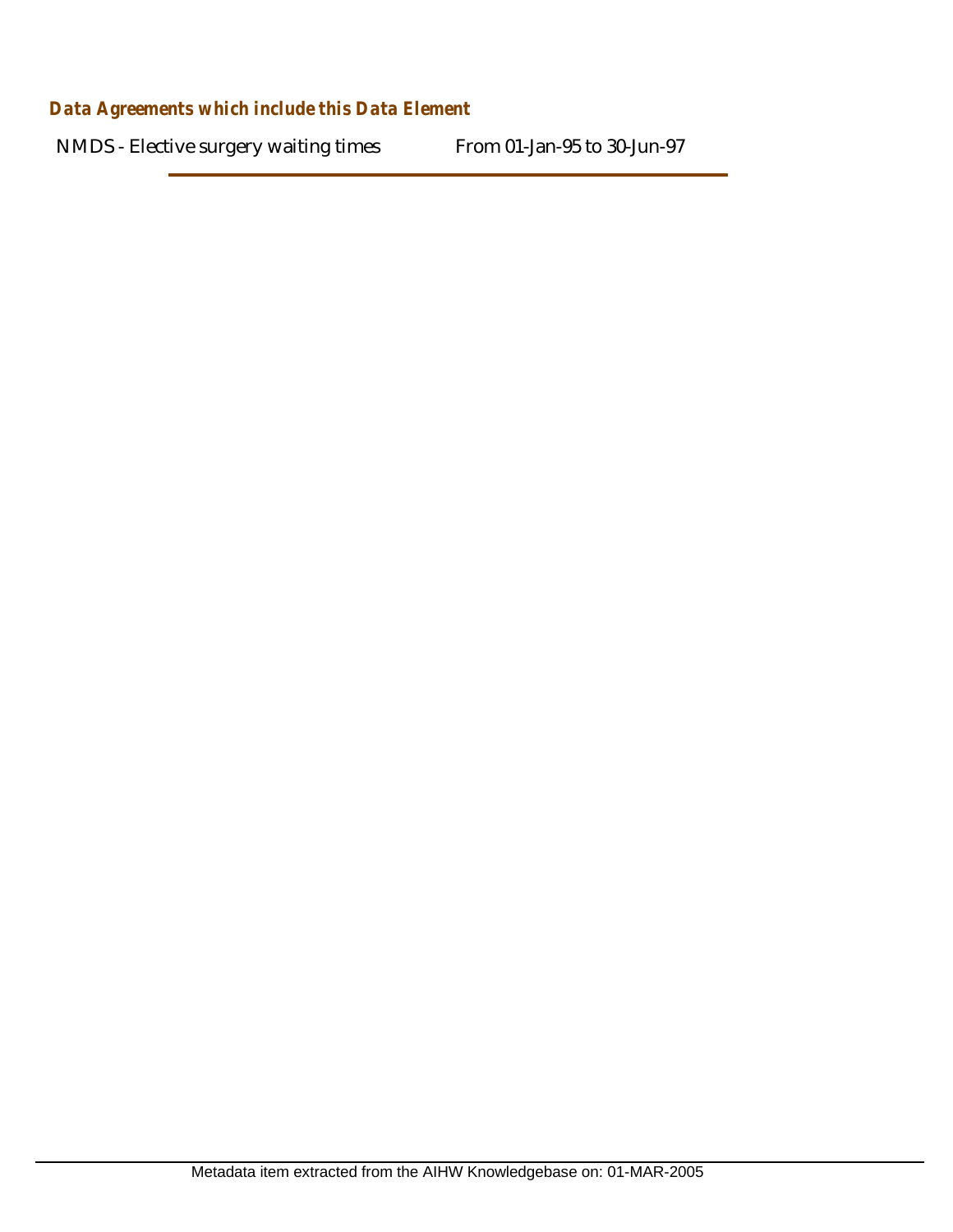### Data Agreements which include this Data Element

| | |
|---|---|
| NMDS - Elective surgery waiting times | From 01-Jan-95 to 30-Jun-97 |

Metadata item extracted from the AIHW Knowledgebase on: 01-MAR-2005